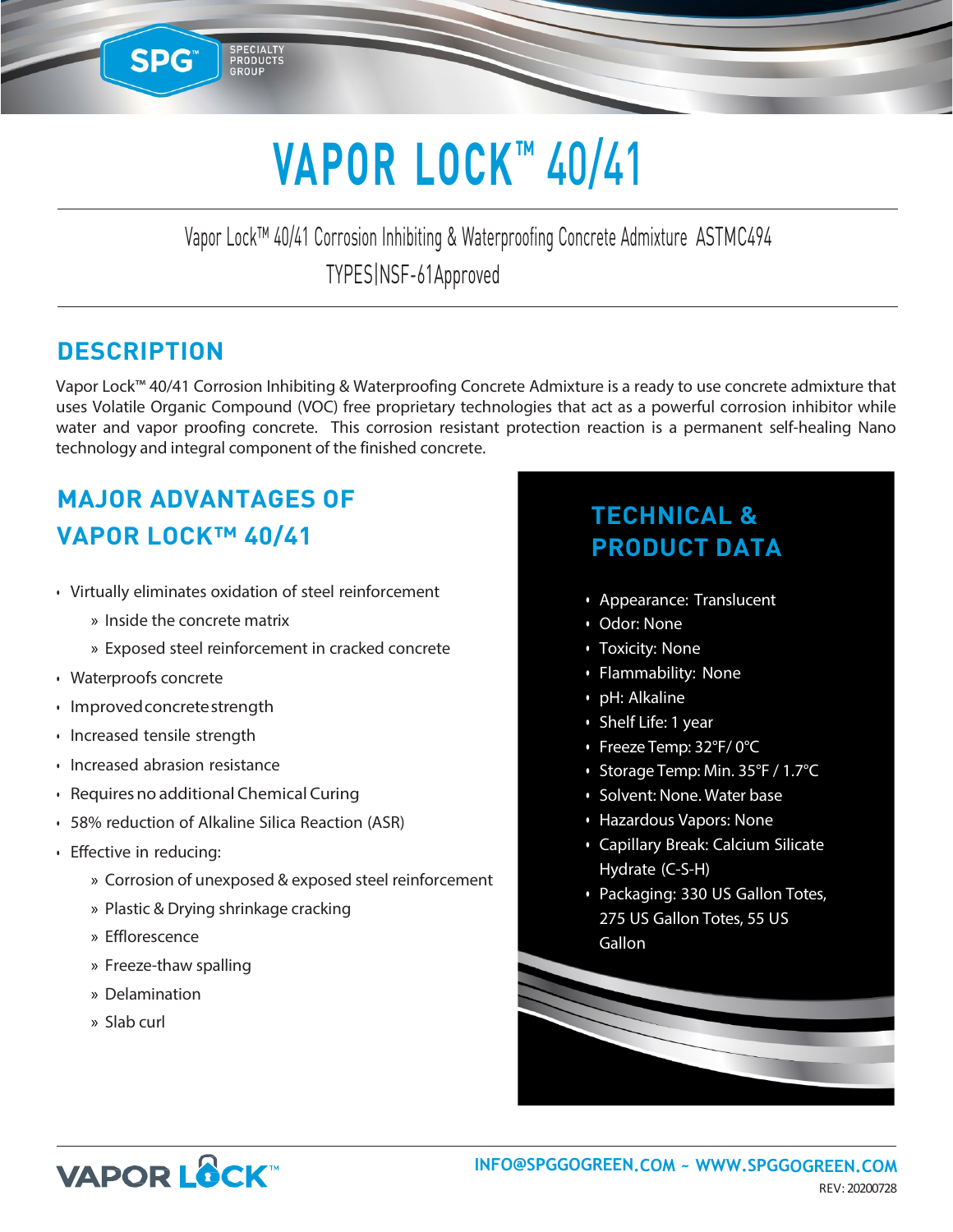# VAPOR LOCK™ 40/41

Vapor Lock™ 40/41 Corrosion Inhibiting & Waterproofing Concrete Admixture ASTMC494 TYPES|NSF-61Approved

## DESCRIPTION

Vapor Lock™ 40/41 Corrosion Inhibiting & Waterproofing Concrete Admixture is a ready to use concrete admixture that uses Volatile Organic Compound (VOC) free proprietary technologies that act as a powerful corrosion inhibitor while water and vapor proofing concrete. This corrosion resistant protection reaction is a permanent self-healing Nano technology and integral component of the finished concrete.

## MAJOR ADVANTAGES OF VAPOR LOCK™ 40/41

- Virtually eliminates oxidation of steel reinforcement
  - Inside the concrete matrix
  - Exposed steel reinforcement in cracked concrete
- Waterproofs concrete
- Improved concrete strength
- Increased tensile strength
- Increased abrasion resistance
- Requires no additional Chemical Curing
- 58% reduction of Alkaline Silica Reaction (ASR)
- Effective in reducing:
  - Corrosion of unexposed & exposed steel reinforcement
  - Plastic & Drying shrinkage cracking
  - Efflorescence
  - Freeze-thaw spalling
  - Delamination
  - Slab curl

## TECHNICAL & PRODUCT DATA

- Appearance: Translucent
- Odor: None
- Toxicity: None
- Flammability: None
- pH: Alkaline
- Shelf Life: 1 year
- Freeze Temp: 32°F/ 0°C
- Storage Temp: Min. 35°F / 1.7°C
- Solvent: None. Water base
- Hazardous Vapors: None
- Capillary Break: Calcium Silicate Hydrate (C-S-H)
- Packaging: 330 US Gallon Totes, 275 US Gallon Totes, 55 US Gallon

INFO@SPGGOGREEN.COM ~ WWW.SPGGOGREEN.COM

REV: 20200728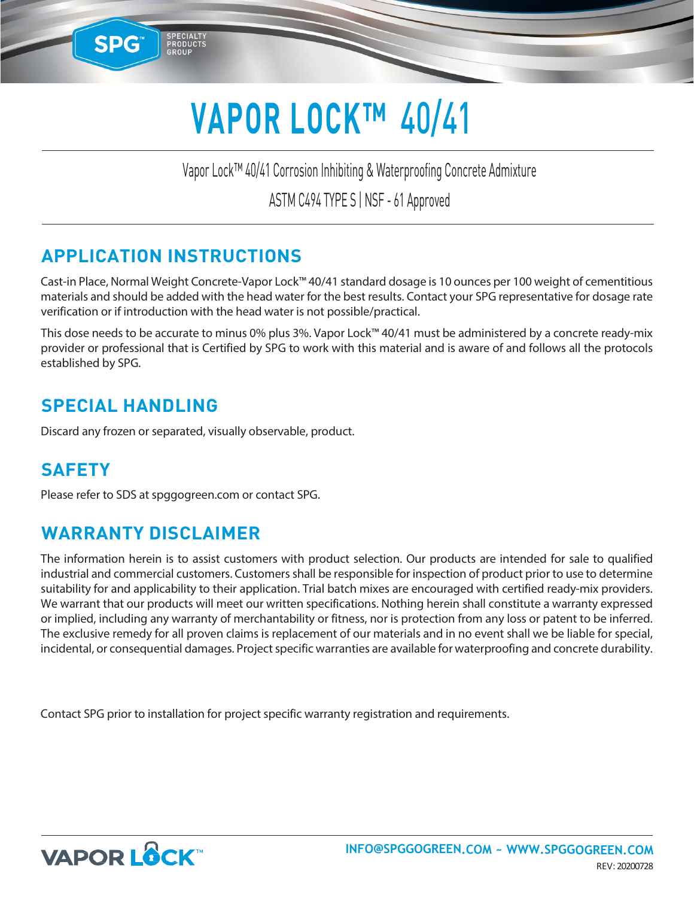# VAPOR LOCK™ 40/41

Vapor Lock™ 40/41 Corrosion Inhibiting & Waterproofing Concrete Admixture

ASTM C494 TYPE S | NSF - 61 Approved

## APPLICATION INSTRUCTIONS

Cast-in Place, Normal Weight Concrete-Vapor Lock™ 40/41 standard dosage is 10 ounces per 100 weight of cementitious materials and should be added with the head water for the best results. Contact your SPG representative for dosage rate verification or if introduction with the head water is not possible/practical.

This dose needs to be accurate to minus 0% plus 3%. Vapor Lock™ 40/41 must be administered by a concrete ready-mix provider or professional that is Certified by SPG to work with this material and is aware of and follows all the protocols established by SPG.

## SPECIAL HANDLING

Discard any frozen or separated, visually observable, product.

## SAFETY

Please refer to SDS at spggogreen.com or contact SPG.

## WARRANTY DISCLAIMER

The information herein is to assist customers with product selection. Our products are intended for sale to qualified industrial and commercial customers. Customers shall be responsible for inspection of product prior to use to determine suitability for and applicability to their application. Trial batch mixes are encouraged with certified ready-mix providers. We warrant that our products will meet our written specifications. Nothing herein shall constitute a warranty expressed or implied, including any warranty of merchantability or fitness, nor is protection from any loss or patent to be inferred. The exclusive remedy for all proven claims is replacement of our materials and in no event shall we be liable for special, incidental, or consequential damages. Project specific warranties are available for waterproofing and concrete durability.

Contact SPG prior to installation for project specific warranty registration and requirements.

INFO@SPGGOGREEN.COM ~ WWW.SPGGOGREEN.COM

REV: 20200728